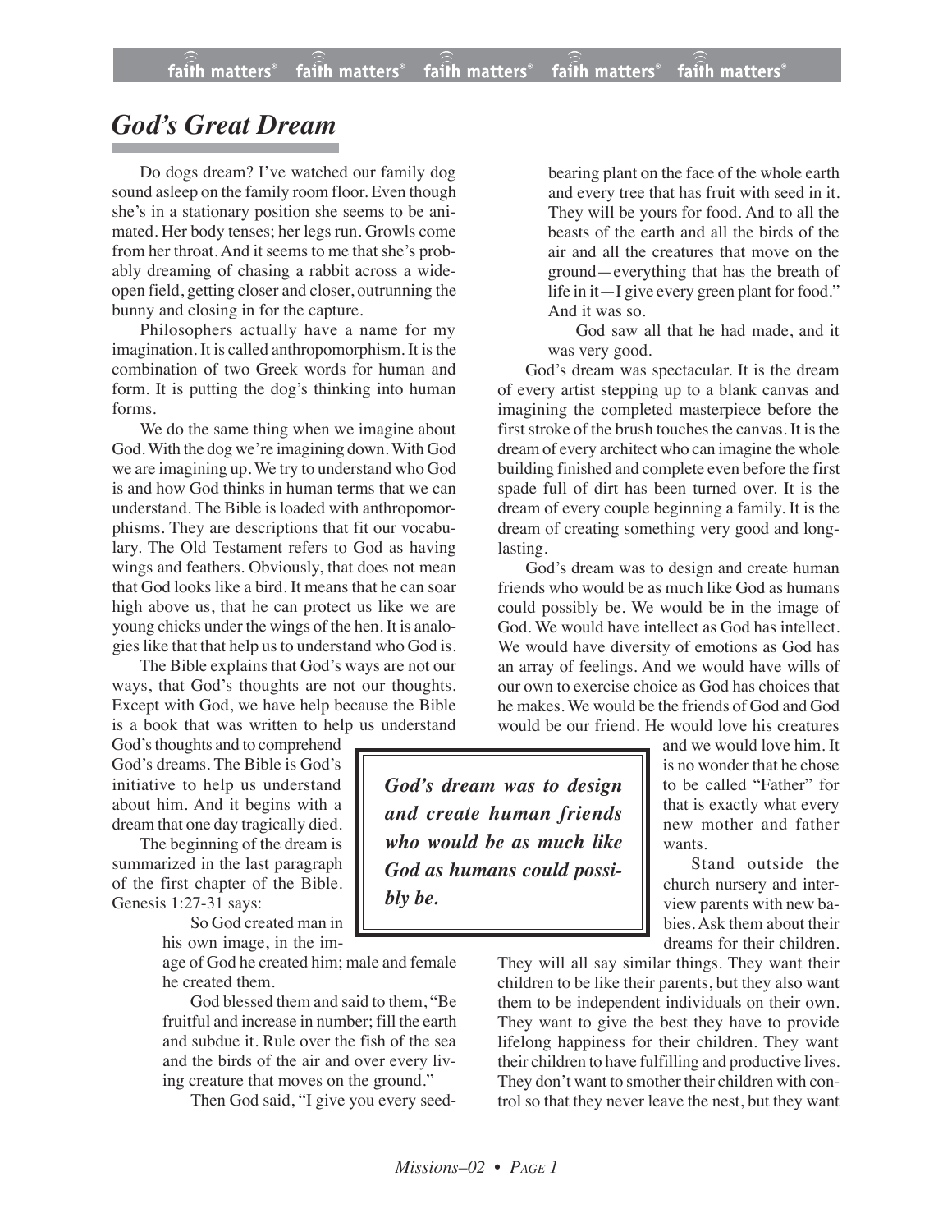# *God's Great Dream*

Do dogs dream? I've watched our family dog sound asleep on the family room floor. Even though she's in a stationary position she seems to be animated. Her body tenses; her legs run. Growls come from her throat. And it seems to me that she's probably dreaming of chasing a rabbit across a wide-open field, getting closer and closer, outrunning the bunny and closing in for the capture.

Philosophers actually have a name for my imagination. It is called anthropomorphism. It is the combination of two Greek words for human and form. It is putting the dog's thinking into human forms.

We do the same thing when we imagine about God. With the dog we're imagining down. With God we are imagining up. We try to understand who God is and how God thinks in human terms that we can understand. The Bible is loaded with anthropomorphisms. They are descriptions that fit our vocabulary. The Old Testament refers to God as having wings and feathers. Obviously, that does not mean that God looks like a bird. It means that he can soar high above us, that he can protect us like we are young chicks under the wings of the hen. It is analogies like that that help us to understand who God is.

The Bible explains that God's ways are not our ways, that God's thoughts are not our thoughts. Except with God, we have help because the Bible is a book that was written to help us understand God's thoughts and to comprehend God's dreams. The Bible is God's initiative to help us understand about him. And it begins with a dream that one day tragically died.

The beginning of the dream is summarized in the last paragraph of the first chapter of the Bible. Genesis 1:27-31 says:

> So God created man in his own image, in the image of God he created him; male and female he created them.
>
> God blessed them and said to them, "Be fruitful and increase in number; fill the earth and subdue it. Rule over the fish of the sea and the birds of the air and over every living creature that moves on the ground."
>
> Then God said, "I give you every seed-bearing plant on the face of the whole earth and every tree that has fruit with seed in it. They will be yours for food. And to all the beasts of the earth and all the birds of the air and all the creatures that move on the ground—everything that has the breath of life in it—I give every green plant for food." And it was so.
>
> God saw all that he had made, and it was very good.

God's dream was spectacular. It is the dream of every artist stepping up to a blank canvas and imagining the completed masterpiece before the first stroke of the brush touches the canvas. It is the dream of every architect who can imagine the whole building finished and complete even before the first spade full of dirt has been turned over. It is the dream of every couple beginning a family. It is the dream of creating something very good and long-lasting.

God's dream was to design and create human friends who would be as much like God as humans could possibly be. We would be in the image of God. We would have intellect as God has intellect. We would have diversity of emotions as God has an array of feelings. And we would have wills of our own to exercise choice as God has choices that he makes. We would be the friends of God and God would be our friend. He would love his creatures and we would love him. It is no wonder that he chose to be called "Father" for that is exactly what every new mother and father wants.

> ***God's dream was to design and create human friends who would be as much like God as humans could possibly be.***

Stand outside the church nursery and interview parents with new babies. Ask them about their dreams for their children. They will all say similar things. They want their children to be like their parents, but they also want them to be independent individuals on their own. They want to give the best they have to provide lifelong happiness for their children. They want their children to have fulfilling and productive lives. They don't want to smother their children with control so that they never leave the nest, but they want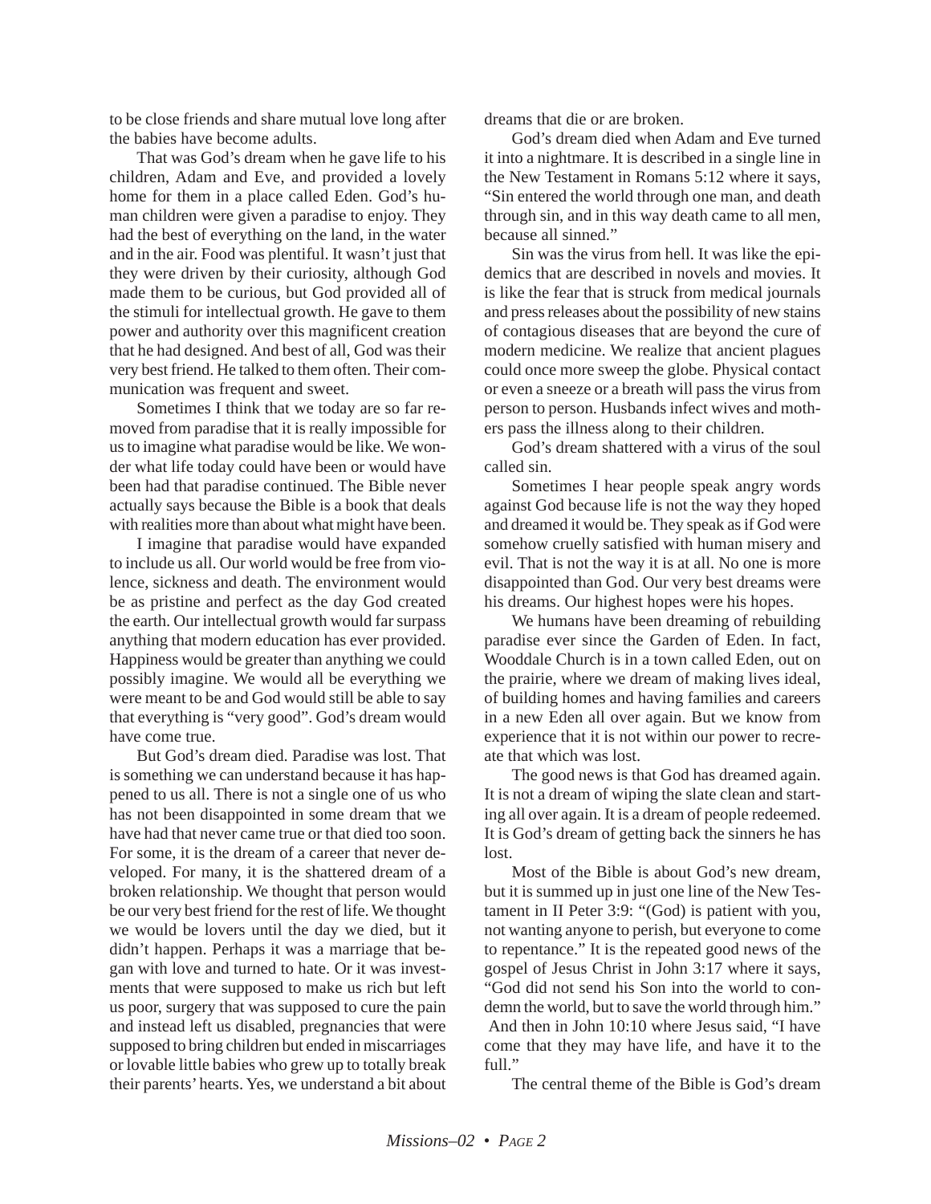to be close friends and share mutual love long after the babies have become adults.

That was God's dream when he gave life to his children, Adam and Eve, and provided a lovely home for them in a place called Eden. God's human children were given a paradise to enjoy. They had the best of everything on the land, in the water and in the air. Food was plentiful. It wasn't just that they were driven by their curiosity, although God made them to be curious, but God provided all of the stimuli for intellectual growth. He gave to them power and authority over this magnificent creation that he had designed. And best of all, God was their very best friend. He talked to them often. Their communication was frequent and sweet.

Sometimes I think that we today are so far removed from paradise that it is really impossible for us to imagine what paradise would be like. We wonder what life today could have been or would have been had that paradise continued. The Bible never actually says because the Bible is a book that deals with realities more than about what might have been.

I imagine that paradise would have expanded to include us all. Our world would be free from violence, sickness and death. The environment would be as pristine and perfect as the day God created the earth. Our intellectual growth would far surpass anything that modern education has ever provided. Happiness would be greater than anything we could possibly imagine. We would all be everything we were meant to be and God would still be able to say that everything is "very good". God's dream would have come true.

But God's dream died. Paradise was lost. That is something we can understand because it has happened to us all. There is not a single one of us who has not been disappointed in some dream that we have had that never came true or that died too soon. For some, it is the dream of a career that never developed. For many, it is the shattered dream of a broken relationship. We thought that person would be our very best friend for the rest of life. We thought we would be lovers until the day we died, but it didn't happen. Perhaps it was a marriage that began with love and turned to hate. Or it was investments that were supposed to make us rich but left us poor, surgery that was supposed to cure the pain and instead left us disabled, pregnancies that were supposed to bring children but ended in miscarriages or lovable little babies who grew up to totally break their parents' hearts. Yes, we understand a bit about dreams that die or are broken.

God's dream died when Adam and Eve turned it into a nightmare. It is described in a single line in the New Testament in Romans 5:12 where it says, "Sin entered the world through one man, and death through sin, and in this way death came to all men, because all sinned."

Sin was the virus from hell. It was like the epidemics that are described in novels and movies. It is like the fear that is struck from medical journals and press releases about the possibility of new stains of contagious diseases that are beyond the cure of modern medicine. We realize that ancient plagues could once more sweep the globe. Physical contact or even a sneeze or a breath will pass the virus from person to person. Husbands infect wives and mothers pass the illness along to their children.

God's dream shattered with a virus of the soul called sin.

Sometimes I hear people speak angry words against God because life is not the way they hoped and dreamed it would be. They speak as if God were somehow cruelly satisfied with human misery and evil. That is not the way it is at all. No one is more disappointed than God. Our very best dreams were his dreams. Our highest hopes were his hopes.

We humans have been dreaming of rebuilding paradise ever since the Garden of Eden. In fact, Wooddale Church is in a town called Eden, out on the prairie, where we dream of making lives ideal, of building homes and having families and careers in a new Eden all over again. But we know from experience that it is not within our power to recreate that which was lost.

The good news is that God has dreamed again. It is not a dream of wiping the slate clean and starting all over again. It is a dream of people redeemed. It is God's dream of getting back the sinners he has lost.

Most of the Bible is about God's new dream, but it is summed up in just one line of the New Testament in II Peter 3:9: "(God) is patient with you, not wanting anyone to perish, but everyone to come to repentance." It is the repeated good news of the gospel of Jesus Christ in John 3:17 where it says, "God did not send his Son into the world to condemn the world, but to save the world through him." And then in John 10:10 where Jesus said, "I have come that they may have life, and have it to the full."

The central theme of the Bible is God's dream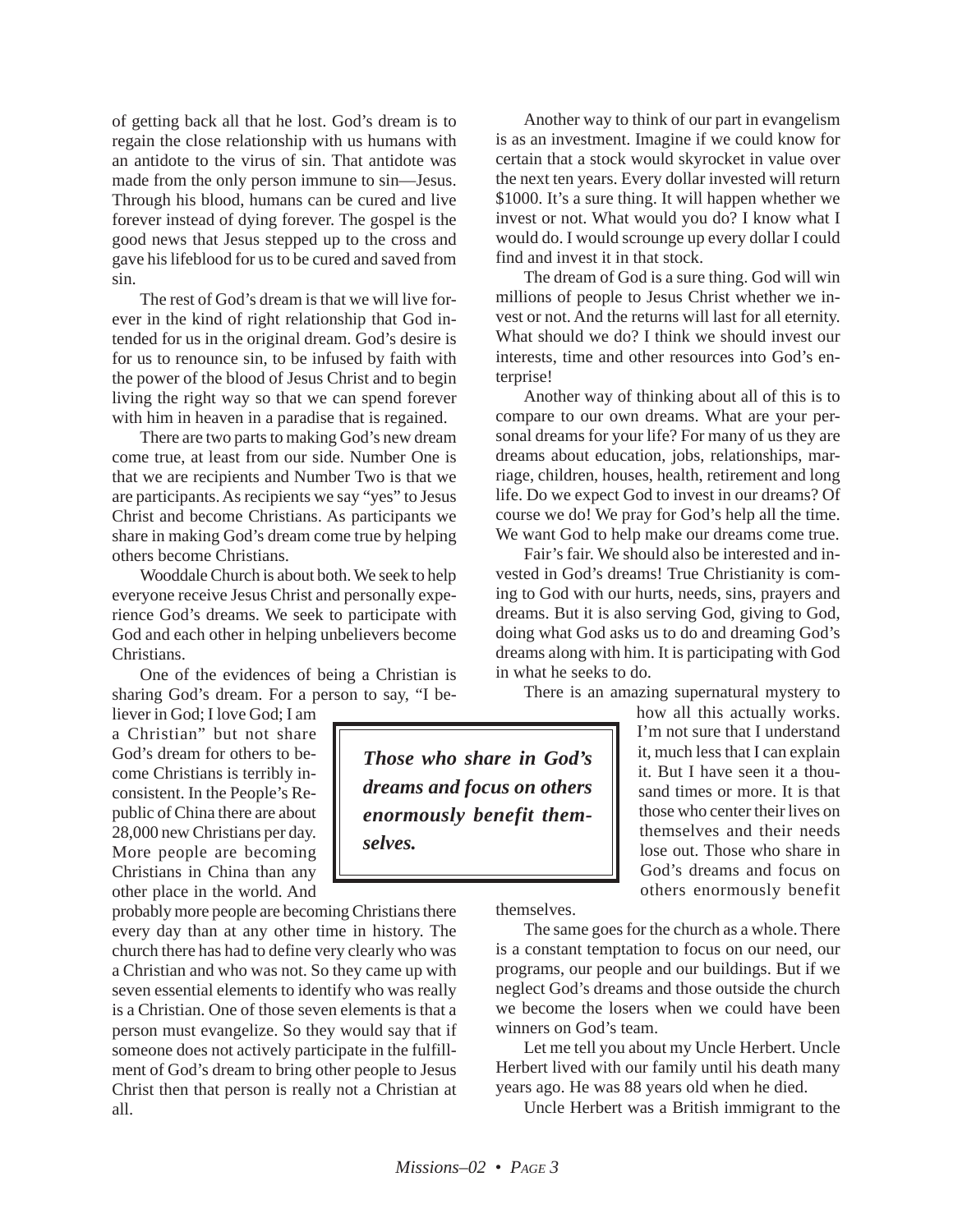of getting back all that he lost. God's dream is to regain the close relationship with us humans with an antidote to the virus of sin. That antidote was made from the only person immune to sin—Jesus. Through his blood, humans can be cured and live forever instead of dying forever. The gospel is the good news that Jesus stepped up to the cross and gave his lifeblood for us to be cured and saved from sin.

The rest of God's dream is that we will live forever in the kind of right relationship that God intended for us in the original dream. God's desire is for us to renounce sin, to be infused by faith with the power of the blood of Jesus Christ and to begin living the right way so that we can spend forever with him in heaven in a paradise that is regained.

There are two parts to making God's new dream come true, at least from our side. Number One is that we are recipients and Number Two is that we are participants. As recipients we say "yes" to Jesus Christ and become Christians. As participants we share in making God's dream come true by helping others become Christians.

Wooddale Church is about both. We seek to help everyone receive Jesus Christ and personally experience God's dreams. We seek to participate with God and each other in helping unbelievers become Christians.

One of the evidences of being a Christian is sharing God's dream. For a person to say, "I believer in God; I love God; I am a Christian" but not share God's dream for others to become Christians is terribly inconsistent. In the People's Republic of China there are about 28,000 new Christians per day. More people are becoming Christians in China than any other place in the world. And probably more people are becoming Christians there every day than at any other time in history. The church there has had to define very clearly who was a Christian and who was not. So they came up with seven essential elements to identify who was really is a Christian. One of those seven elements is that a person must evangelize. So they would say that if someone does not actively participate in the fulfillment of God's dream to bring other people to Jesus Christ then that person is really not a Christian at all.

Another way to think of our part in evangelism is as an investment. Imagine if we could know for certain that a stock would skyrocket in value over the next ten years. Every dollar invested will return $1000. It's a sure thing. It will happen whether we invest or not. What would you do? I know what I would do. I would scrounge up every dollar I could find and invest it in that stock.

The dream of God is a sure thing. God will win millions of people to Jesus Christ whether we invest or not. And the returns will last for all eternity. What should we do? I think we should invest our interests, time and other resources into God's enterprise!

Another way of thinking about all of this is to compare to our own dreams. What are your personal dreams for your life? For many of us they are dreams about education, jobs, relationships, marriage, children, houses, health, retirement and long life. Do we expect God to invest in our dreams? Of course we do! We pray for God's help all the time. We want God to help make our dreams come true.

Fair's fair. We should also be interested and invested in God's dreams! True Christianity is coming to God with our hurts, needs, sins, prayers and dreams. But it is also serving God, giving to God, doing what God asks us to do and dreaming God's dreams along with him. It is participating with God in what he seeks to do.

There is an amazing supernatural mystery to how all this actually works. I'm not sure that I understand it, much less that I can explain it. But I have seen it a thousand times or more. It is that those who center their lives on themselves and their needs lose out. Those who share in God's dreams and focus on others enormously benefit themselves.

> ***Those who share in God's dreams and focus on others enormously benefit themselves.***

The same goes for the church as a whole. There is a constant temptation to focus on our need, our programs, our people and our buildings. But if we neglect God's dreams and those outside the church we become the losers when we could have been winners on God's team.

Let me tell you about my Uncle Herbert. Uncle Herbert lived with our family until his death many years ago. He was 88 years old when he died.

Uncle Herbert was a British immigrant to the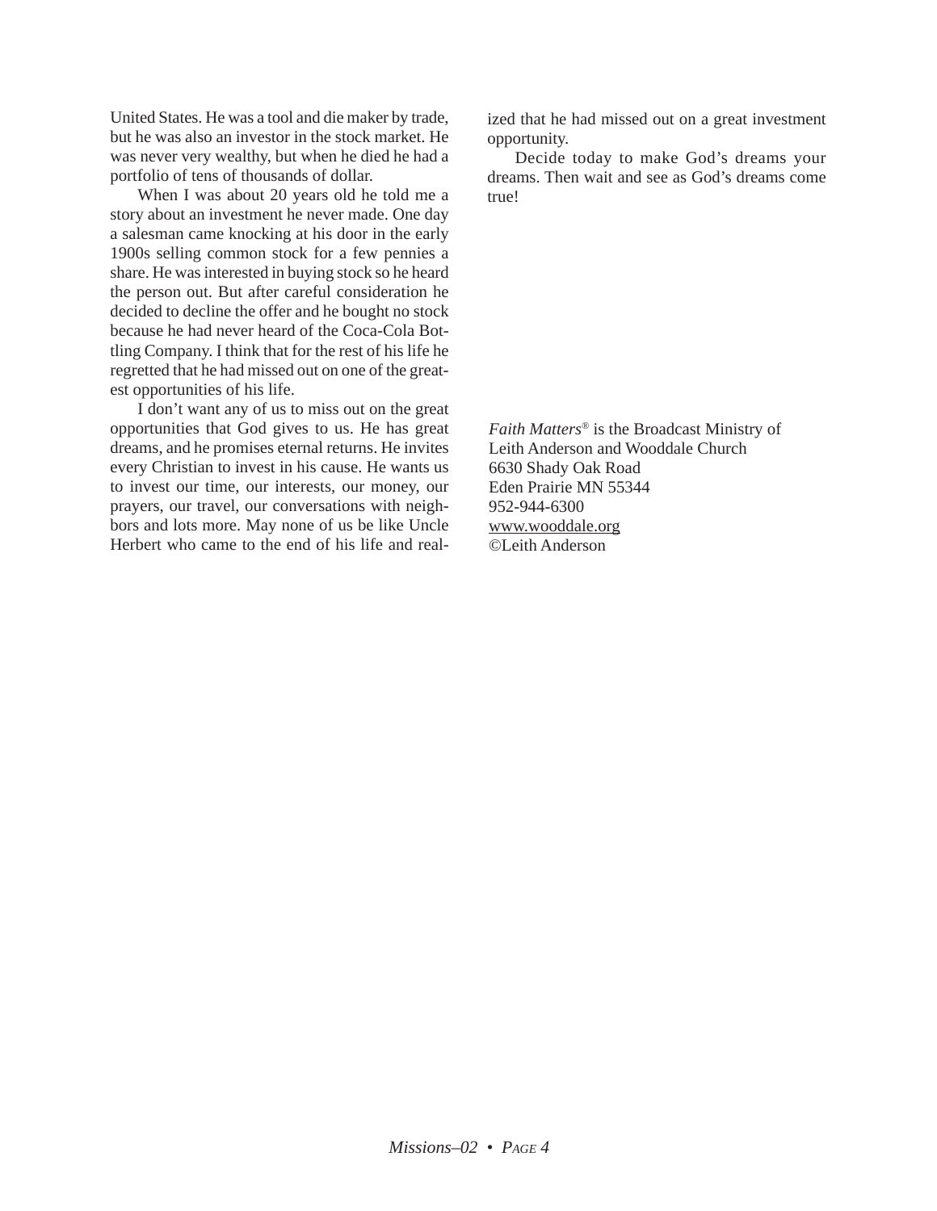United States. He was a tool and die maker by trade, but he was also an investor in the stock market. He was never very wealthy, but when he died he had a portfolio of tens of thousands of dollar.

When I was about 20 years old he told me a story about an investment he never made. One day a salesman came knocking at his door in the early 1900s selling common stock for a few pennies a share. He was interested in buying stock so he heard the person out. But after careful consideration he decided to decline the offer and he bought no stock because he had never heard of the Coca-Cola Bottling Company. I think that for the rest of his life he regretted that he had missed out on one of the greatest opportunities of his life.

I don't want any of us to miss out on the great opportunities that God gives to us. He has great dreams, and he promises eternal returns. He invites every Christian to invest in his cause. He wants us to invest our time, our interests, our money, our prayers, our travel, our conversations with neighbors and lots more. May none of us be like Uncle Herbert who came to the end of his life and realized that he had missed out on a great investment opportunity.

Decide today to make God's dreams your dreams. Then wait and see as God's dreams come true!

*Faith Matters*® is the Broadcast Ministry of
Leith Anderson and Wooddale Church
6630 Shady Oak Road
Eden Prairie MN 55344
952-944-6300
www.wooddale.org
©Leith Anderson